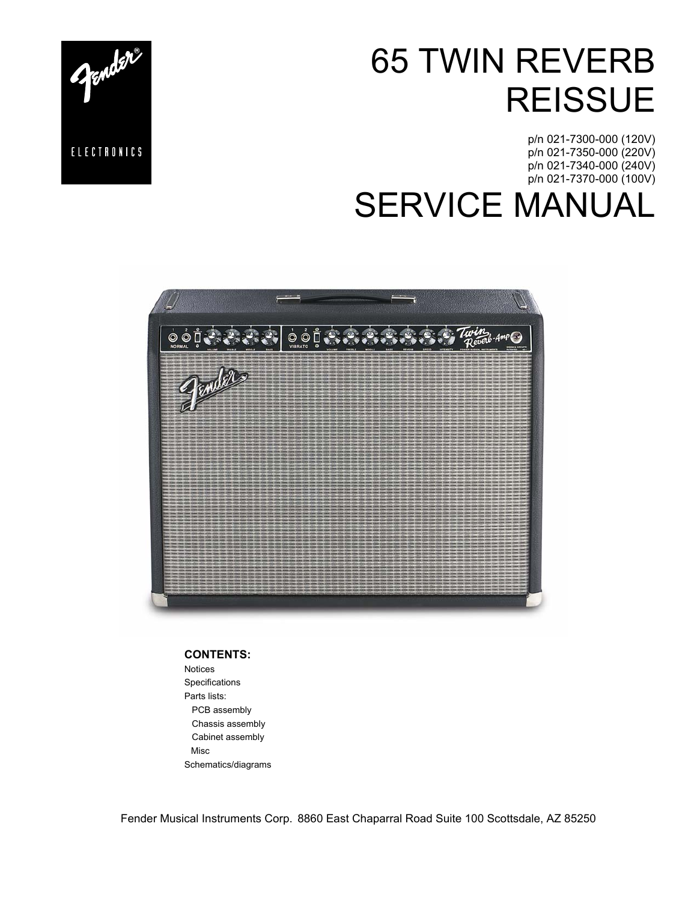# 65 TWIN REVERB REISSUE

p/n 021-7300-000 (120V)
p/n 021-7350-000 (220V)
p/n 021-7340-000 (240V)
p/n 021-7370-000 (100V)

# SERVICE MANUAL

**CONTENTS:**

Notices
Specifications
Parts lists:
- PCB assembly
- Chassis assembly
- Cabinet assembly
- Misc

Schematics/diagrams

Fender Musical Instruments Corp. 8860 East Chaparral Road Suite 100 Scottsdale, AZ 85250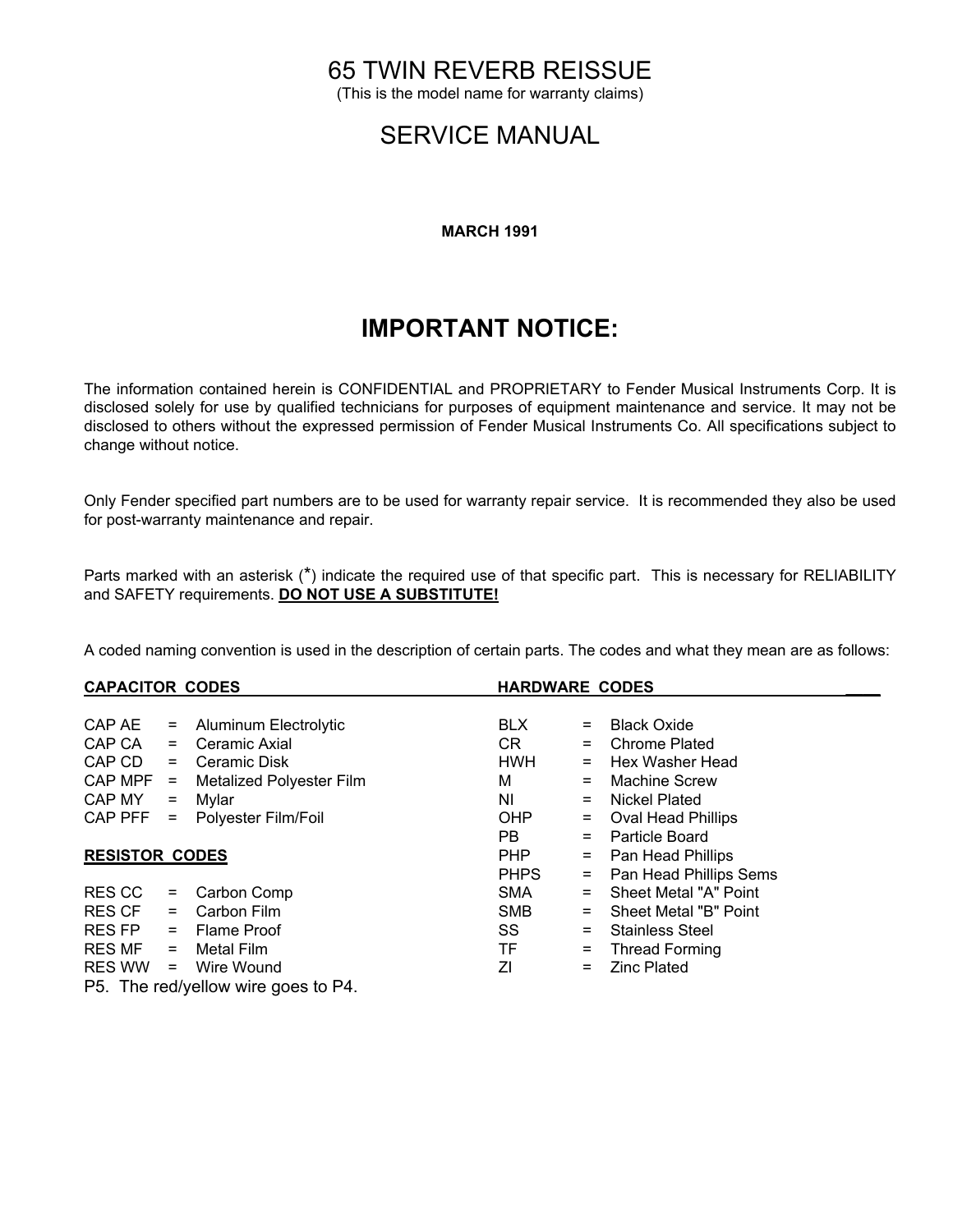# 65 TWIN REVERB REISSUE

(This is the model name for warranty claims)

# SERVICE MANUAL

**MARCH 1991**

## IMPORTANT NOTICE:

The information contained herein is CONFIDENTIAL and PROPRIETARY to Fender Musical Instruments Corp. It is disclosed solely for use by qualified technicians for purposes of equipment maintenance and service. It may not be disclosed to others without the expressed permission of Fender Musical Instruments Co. All specifications subject to change without notice.

Only Fender specified part numbers are to be used for warranty repair service. It is recommended they also be used for post-warranty maintenance and repair.

Parts marked with an asterisk (*) indicate the required use of that specific part. This is necessary for RELIABILITY and SAFETY requirements. **DO NOT USE A SUBSTITUTE!**

A coded naming convention is used in the description of certain parts. The codes and what they mean are as follows:

**CAPACITOR CODES**

| Code | | Meaning |
|---|---|---|
| CAP AE | = | Aluminum Electrolytic |
| CAP CA | = | Ceramic Axial |
| CAP CD | = | Ceramic Disk |
| CAP MPF | = | Metalized Polyester Film |
| CAP MY | = | Mylar |
| CAP PFF | = | Polyester Film/Foil |

**RESISTOR CODES**

| Code | | Meaning |
|---|---|---|
| RES CC | = | Carbon Comp |
| RES CF | = | Carbon Film |
| RES FP | = | Flame Proof |
| RES MF | = | Metal Film |
| RES WW | = | Wire Wound |

**HARDWARE CODES**

| Code | | Meaning |
|---|---|---|
| BLX | = | Black Oxide |
| CR | = | Chrome Plated |
| HWH | = | Hex Washer Head |
| M | = | Machine Screw |
| NI | = | Nickel Plated |
| OHP | = | Oval Head Phillips |
| PB | = | Particle Board |
| PHP | = | Pan Head Phillips |
| PHPS | = | Pan Head Phillips Sems |
| SMA | = | Sheet Metal "A" Point |
| SMB | = | Sheet Metal "B" Point |
| SS | = | Stainless Steel |
| TF | = | Thread Forming |
| ZI | = | Zinc Plated |

P5. The red/yellow wire goes to P4.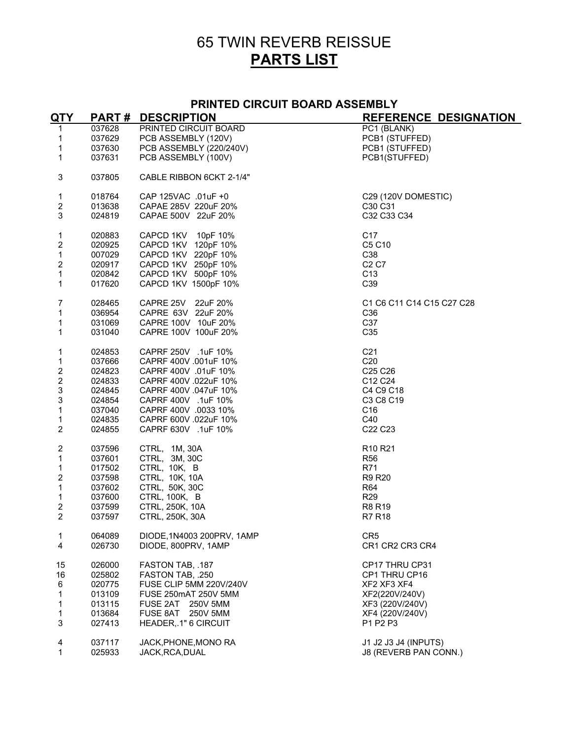# 65 TWIN REVERB REISSUE

## PARTS LIST

### PRINTED CIRCUIT BOARD ASSEMBLY

| QTY | PART # | DESCRIPTION | REFERENCE DESIGNATION |
|---|---|---|---|
| 1 | 037628 | PRINTED CIRCUIT BOARD | PC1 (BLANK) |
| 1 | 037629 | PCB ASSEMBLY (120V) | PCB1 (STUFFED) |
| 1 | 037630 | PCB ASSEMBLY (220/240V) | PCB1 (STUFFED) |
| 1 | 037631 | PCB ASSEMBLY (100V) | PCB1(STUFFED) |
| | | | |
| 3 | 037805 | CABLE RIBBON 6CKT 2-1/4" | |
| | | | |
| 1 | 018764 | CAP 125VAC .01uF +0 | C29 (120V DOMESTIC) |
| 2 | 013638 | CAPAE 285V 220uF 20% | C30 C31 |
| 3 | 024819 | CAPAE 500V 22uF 20% | C32 C33 C34 |
| | | | |
| 1 | 020883 | CAPCD 1KV 10pF 10% | C17 |
| 2 | 020925 | CAPCD 1KV 120pF 10% | C5 C10 |
| 1 | 007029 | CAPCD 1KV 220pF 10% | C38 |
| 2 | 020917 | CAPCD 1KV 250pF 10% | C2 C7 |
| 1 | 020842 | CAPCD 1KV 500pF 10% | C13 |
| 1 | 017620 | CAPCD 1KV 1500pF 10% | C39 |
| | | | |
| 7 | 028465 | CAPRE 25V 22uF 20% | C1 C6 C11 C14 C15 C27 C28 |
| 1 | 036954 | CAPRE 63V 22uF 20% | C36 |
| 1 | 031069 | CAPRE 100V 10uF 20% | C37 |
| 1 | 031040 | CAPRE 100V 100uF 20% | C35 |
| | | | |
| 1 | 024853 | CAPRF 250V .1uF 10% | C21 |
| 1 | 037666 | CAPRF 400V .001uF 10% | C20 |
| 2 | 024823 | CAPRF 400V .01uF 10% | C25 C26 |
| 2 | 024833 | CAPRF 400V .022uF 10% | C12 C24 |
| 3 | 024845 | CAPRF 400V .047uF 10% | C4 C9 C18 |
| 3 | 024854 | CAPRF 400V .1uF 10% | C3 C8 C19 |
| 1 | 037040 | CAPRF 400V .0033 10% | C16 |
| 1 | 024835 | CAPRF 600V .022uF 10% | C40 |
| 2 | 024855 | CAPRF 630V .1uF 10% | C22 C23 |
| | | | |
| 2 | 037596 | CTRL, 1M, 30A | R10 R21 |
| 1 | 037601 | CTRL, 3M, 30C | R56 |
| 1 | 017502 | CTRL, 10K, B | R71 |
| 2 | 037598 | CTRL, 10K, 10A | R9 R20 |
| 1 | 037602 | CTRL, 50K, 30C | R64 |
| 1 | 037600 | CTRL, 100K, B | R29 |
| 2 | 037599 | CTRL, 250K, 10A | R8 R19 |
| 2 | 037597 | CTRL, 250K, 30A | R7 R18 |
| | | | |
| 1 | 064089 | DIODE,1N4003 200PRV, 1AMP | CR5 |
| 4 | 026730 | DIODE, 800PRV, 1AMP | CR1 CR2 CR3 CR4 |
| | | | |
| 15 | 026000 | FASTON TAB, .187 | CP17 THRU CP31 |
| 16 | 025802 | FASTON TAB, .250 | CP1 THRU CP16 |
| 6 | 020775 | FUSE CLIP 5MM 220V/240V | XF2 XF3 XF4 |
| 1 | 013109 | FUSE 250mAT 250V 5MM | XF2(220V/240V) |
| 1 | 013115 | FUSE 2AT 250V 5MM | XF3 (220V/240V) |
| 1 | 013684 | FUSE 8AT 250V 5MM | XF4 (220V/240V) |
| 3 | 027413 | HEADER,.1" 6 CIRCUIT | P1 P2 P3 |
| | | | |
| 4 | 037117 | JACK,PHONE,MONO RA | J1 J2 J3 J4 (INPUTS) |
| 1 | 025933 | JACK,RCA,DUAL | J8 (REVERB PAN CONN.) |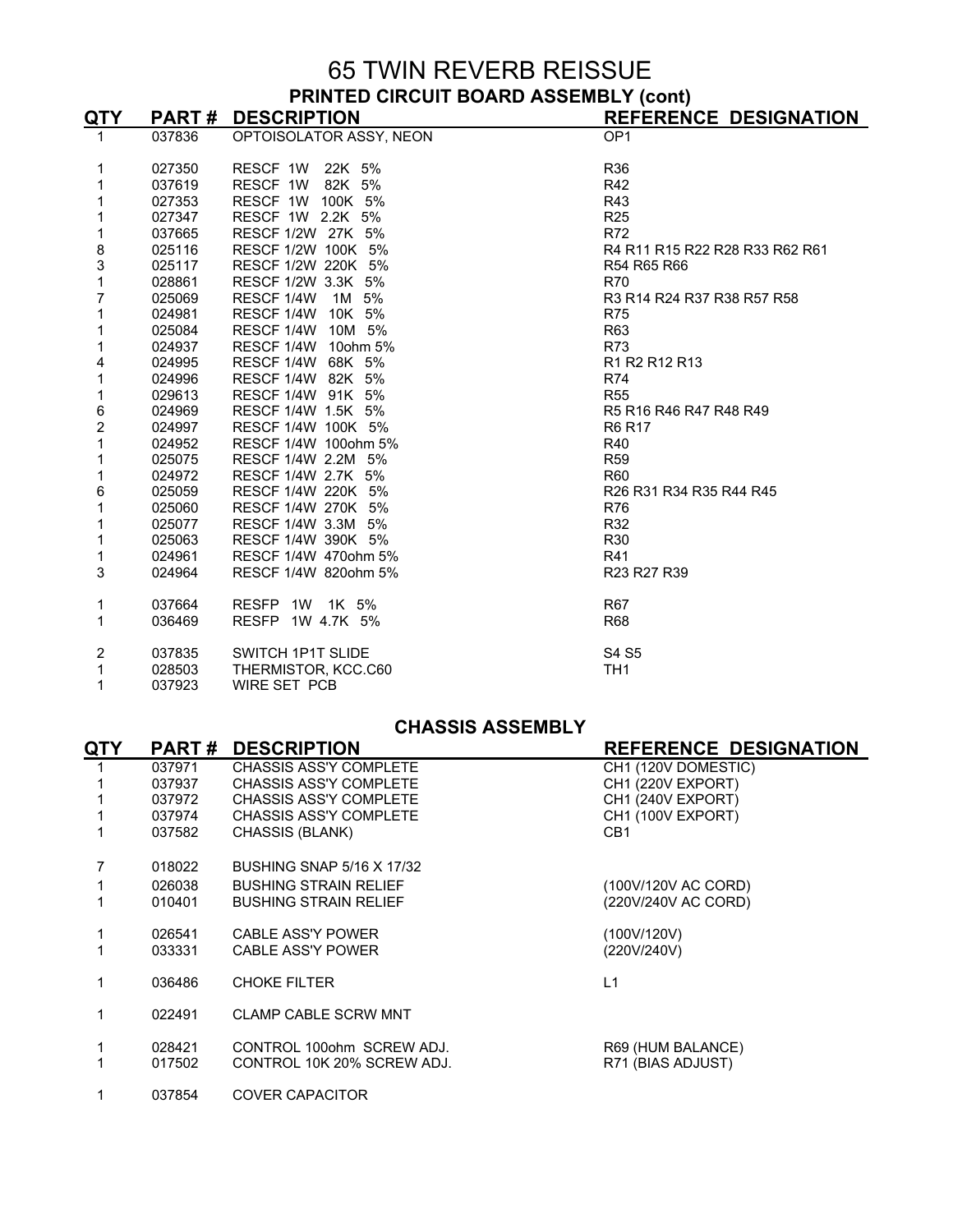# 65 TWIN REVERB REISSUE

## PRINTED CIRCUIT BOARD ASSEMBLY (cont)

| QTY | PART # | DESCRIPTION | REFERENCE DESIGNATION |
|---|---|---|---|
| 1 | 037836 | OPTOISOLATOR ASSY, NEON | OP1 |
| | | | |
| 1 | 027350 | RESCF 1W 22K 5% | R36 |
| 1 | 037619 | RESCF 1W 82K 5% | R42 |
| 1 | 027353 | RESCF 1W 100K 5% | R43 |
| 1 | 027347 | RESCF 1W 2.2K 5% | R25 |
| 1 | 037665 | RESCF 1/2W 27K 5% | R72 |
| 8 | 025116 | RESCF 1/2W 100K 5% | R4 R11 R15 R22 R28 R33 R62 R61 |
| 3 | 025117 | RESCF 1/2W 220K 5% | R54 R65 R66 |
| 1 | 028861 | RESCF 1/2W 3.3K 5% | R70 |
| 7 | 025069 | RESCF 1/4W 1M 5% | R3 R14 R24 R37 R38 R57 R58 |
| 1 | 024981 | RESCF 1/4W 10K 5% | R75 |
| 1 | 025084 | RESCF 1/4W 10M 5% | R63 |
| 1 | 024937 | RESCF 1/4W 10ohm 5% | R73 |
| 4 | 024995 | RESCF 1/4W 68K 5% | R1 R2 R12 R13 |
| 1 | 024996 | RESCF 1/4W 82K 5% | R74 |
| 1 | 029613 | RESCF 1/4W 91K 5% | R55 |
| 6 | 024969 | RESCF 1/4W 1.5K 5% | R5 R16 R46 R47 R48 R49 |
| 2 | 024997 | RESCF 1/4W 100K 5% | R6 R17 |
| 1 | 024952 | RESCF 1/4W 100ohm 5% | R40 |
| 1 | 025075 | RESCF 1/4W 2.2M 5% | R59 |
| 1 | 024972 | RESCF 1/4W 2.7K 5% | R60 |
| 6 | 025059 | RESCF 1/4W 220K 5% | R26 R31 R34 R35 R44 R45 |
| 1 | 025060 | RESCF 1/4W 270K 5% | R76 |
| 1 | 025077 | RESCF 1/4W 3.3M 5% | R32 |
| 1 | 025063 | RESCF 1/4W 390K 5% | R30 |
| 1 | 024961 | RESCF 1/4W 470ohm 5% | R41 |
| 3 | 024964 | RESCF 1/4W 820ohm 5% | R23 R27 R39 |
| | | | |
| 1 | 037664 | RESFP 1W 1K 5% | R67 |
| 1 | 036469 | RESFP 1W 4.7K 5% | R68 |
| | | | |
| 2 | 037835 | SWITCH 1P1T SLIDE | S4 S5 |
| 1 | 028503 | THERMISTOR, KCC.C60 | TH1 |
| 1 | 037923 | WIRE SET PCB | |

## CHASSIS ASSEMBLY

| QTY | PART # | DESCRIPTION | REFERENCE DESIGNATION |
|---|---|---|---|
| 1 | 037971 | CHASSIS ASS'Y COMPLETE | CH1 (120V DOMESTIC) |
| 1 | 037937 | CHASSIS ASS'Y COMPLETE | CH1 (220V EXPORT) |
| 1 | 037972 | CHASSIS ASS'Y COMPLETE | CH1 (240V EXPORT) |
| 1 | 037974 | CHASSIS ASS'Y COMPLETE | CH1 (100V EXPORT) |
| 1 | 037582 | CHASSIS (BLANK) | CB1 |
| | | | |
| 7 | 018022 | BUSHING SNAP 5/16 X 17/32 | |
| 1 | 026038 | BUSHING STRAIN RELIEF | (100V/120V AC CORD) |
| 1 | 010401 | BUSHING STRAIN RELIEF | (220V/240V AC CORD) |
| | | | |
| 1 | 026541 | CABLE ASS'Y POWER | (100V/120V) |
| 1 | 033331 | CABLE ASS'Y POWER | (220V/240V) |
| | | | |
| 1 | 036486 | CHOKE FILTER | L1 |
| | | | |
| 1 | 022491 | CLAMP CABLE SCRW MNT | |
| | | | |
| 1 | 028421 | CONTROL 100ohm SCREW ADJ. | R69 (HUM BALANCE) |
| 1 | 017502 | CONTROL 10K 20% SCREW ADJ. | R71 (BIAS ADJUST) |
| | | | |
| 1 | 037854 | COVER CAPACITOR | |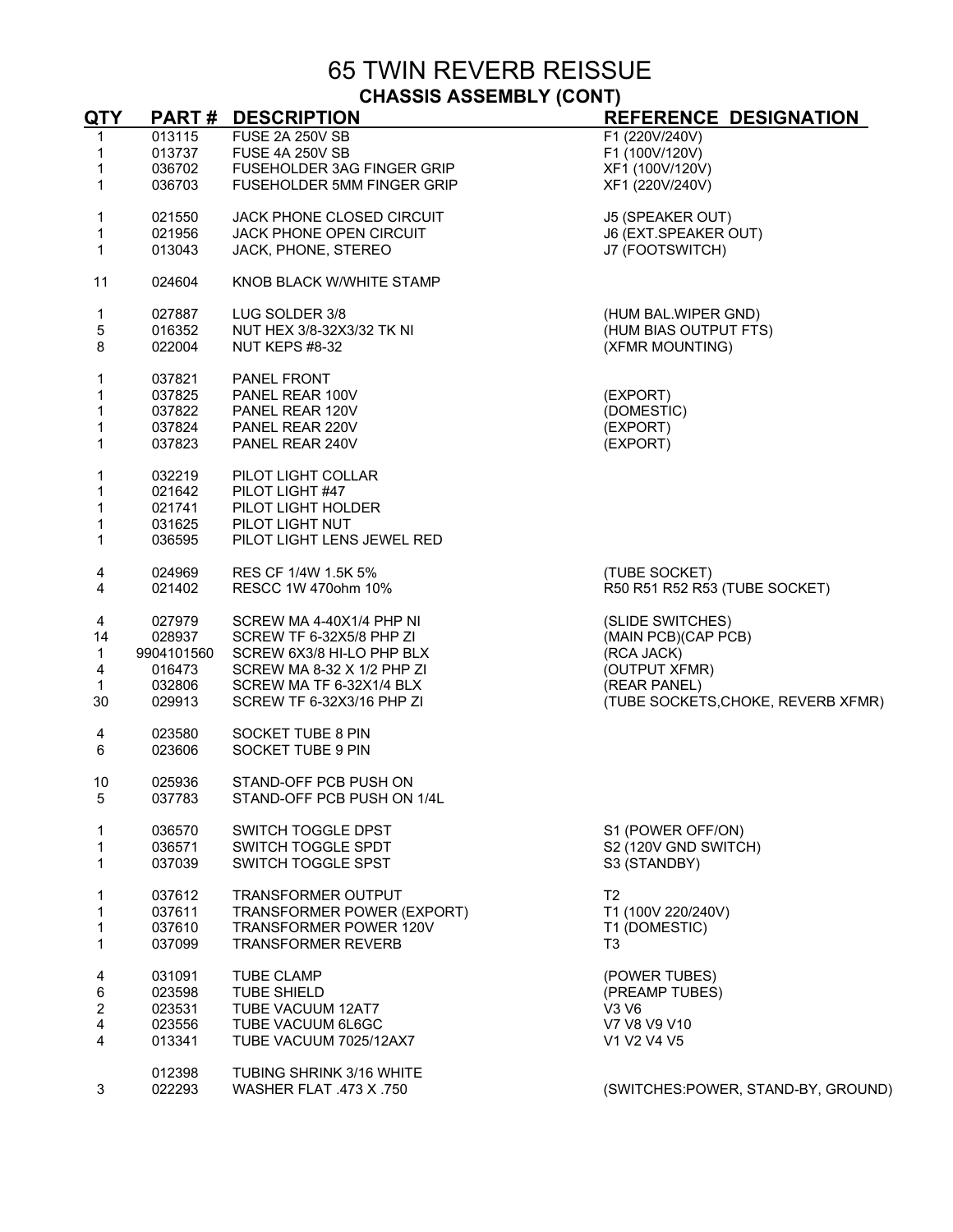# 65 TWIN REVERB REISSUE

## CHASSIS ASSEMBLY (CONT)

| QTY | PART # | DESCRIPTION | REFERENCE DESIGNATION |
|---|---|---|---|
| 1 | 013115 | FUSE 2A 250V SB | F1 (220V/240V) |
| 1 | 013737 | FUSE 4A 250V SB | F1 (100V/120V) |
| 1 | 036702 | FUSEHOLDER 3AG FINGER GRIP | XF1 (100V/120V) |
| 1 | 036703 | FUSEHOLDER 5MM FINGER GRIP | XF1 (220V/240V) |
| | | | |
| 1 | 021550 | JACK PHONE CLOSED CIRCUIT | J5 (SPEAKER OUT) |
| 1 | 021956 | JACK PHONE OPEN CIRCUIT | J6 (EXT.SPEAKER OUT) |
| 1 | 013043 | JACK, PHONE, STEREO | J7 (FOOTSWITCH) |
| | | | |
| 11 | 024604 | KNOB BLACK W/WHITE STAMP | |
| | | | |
| 1 | 027887 | LUG SOLDER 3/8 | (HUM BAL.WIPER GND) |
| 5 | 016352 | NUT HEX 3/8-32X3/32 TK NI | (HUM BIAS OUTPUT FTS) |
| 8 | 022004 | NUT KEPS #8-32 | (XFMR MOUNTING) |
| | | | |
| 1 | 037821 | PANEL FRONT | |
| 1 | 037825 | PANEL REAR 100V | (EXPORT) |
| 1 | 037822 | PANEL REAR 120V | (DOMESTIC) |
| 1 | 037824 | PANEL REAR 220V | (EXPORT) |
| 1 | 037823 | PANEL REAR 240V | (EXPORT) |
| | | | |
| 1 | 032219 | PILOT LIGHT COLLAR | |
| 1 | 021642 | PILOT LIGHT #47 | |
| 1 | 021741 | PILOT LIGHT HOLDER | |
| 1 | 031625 | PILOT LIGHT NUT | |
| 1 | 036595 | PILOT LIGHT LENS JEWEL RED | |
| | | | |
| 4 | 024969 | RES CF 1/4W 1.5K 5% | (TUBE SOCKET) |
| 4 | 021402 | RESCC 1W 470ohm 10% | R50 R51 R52 R53 (TUBE SOCKET) |
| | | | |
| 4 | 027979 | SCREW MA 4-40X1/4 PHP NI | (SLIDE SWITCHES) |
| 14 | 028937 | SCREW TF 6-32X5/8 PHP ZI | (MAIN PCB)(CAP PCB) |
| 1 | 9904101560 | SCREW 6X3/8 HI-LO PHP BLX | (RCA JACK) |
| 4 | 016473 | SCREW MA 8-32 X 1/2 PHP ZI | (OUTPUT XFMR) |
| 1 | 032806 | SCREW MA TF 6-32X1/4 BLX | (REAR PANEL) |
| 30 | 029913 | SCREW TF 6-32X3/16 PHP ZI | (TUBE SOCKETS,CHOKE, REVERB XFMR) |
| | | | |
| 4 | 023580 | SOCKET TUBE 8 PIN | |
| 6 | 023606 | SOCKET TUBE 9 PIN | |
| | | | |
| 10 | 025936 | STAND-OFF PCB PUSH ON | |
| 5 | 037783 | STAND-OFF PCB PUSH ON 1/4L | |
| | | | |
| 1 | 036570 | SWITCH TOGGLE DPST | S1 (POWER OFF/ON) |
| 1 | 036571 | SWITCH TOGGLE SPDT | S2 (120V GND SWITCH) |
| 1 | 037039 | SWITCH TOGGLE SPST | S3 (STANDBY) |
| | | | |
| 1 | 037612 | TRANSFORMER OUTPUT | T2 |
| 1 | 037611 | TRANSFORMER POWER (EXPORT) | T1 (100V 220/240V) |
| 1 | 037610 | TRANSFORMER POWER 120V | T1 (DOMESTIC) |
| 1 | 037099 | TRANSFORMER REVERB | T3 |
| | | | |
| 4 | 031091 | TUBE CLAMP | (POWER TUBES) |
| 6 | 023598 | TUBE SHIELD | (PREAMP TUBES) |
| 2 | 023531 | TUBE VACUUM 12AT7 | V3 V6 |
| 4 | 023556 | TUBE VACUUM 6L6GC | V7 V8 V9 V10 |
| 4 | 013341 | TUBE VACUUM 7025/12AX7 | V1 V2 V4 V5 |
| | | | |
| | 012398 | TUBING SHRINK 3/16 WHITE | |
| 3 | 022293 | WASHER FLAT .473 X .750 | (SWITCHES:POWER, STAND-BY, GROUND) |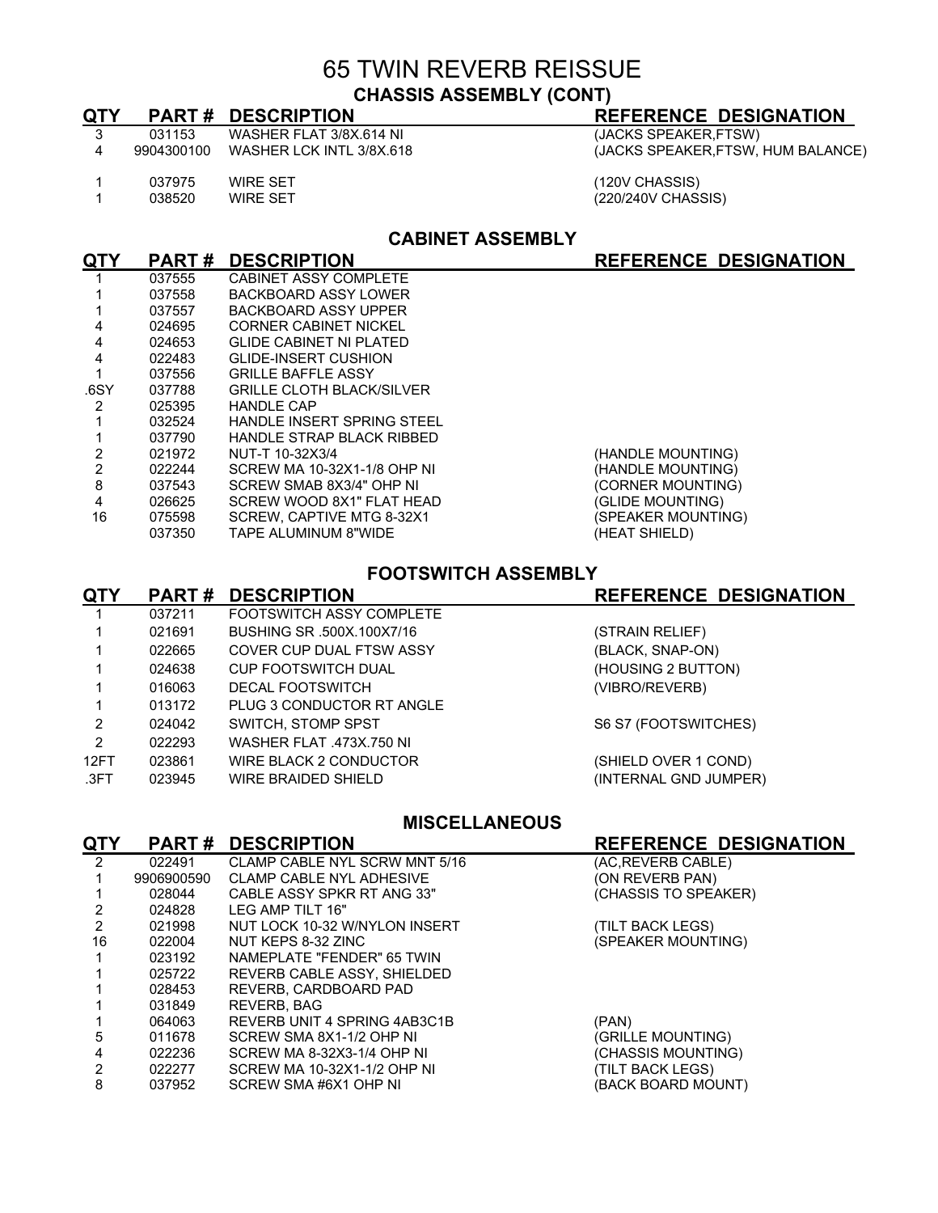# 65 TWIN REVERB REISSUE

## CHASSIS ASSEMBLY (CONT)

| QTY | PART # | DESCRIPTION | REFERENCE DESIGNATION |
|---|---|---|---|
| 3 | 031153 | WASHER FLAT 3/8X.614 NI | (JACKS SPEAKER,FTSW) |
| 4 | 9904300100 | WASHER LCK INTL 3/8X.618 | (JACKS SPEAKER,FTSW, HUM BALANCE) |
| 1 | 037975 | WIRE SET | (120V CHASSIS) |
| 1 | 038520 | WIRE SET | (220/240V CHASSIS) |

## CABINET ASSEMBLY

| QTY | PART # | DESCRIPTION | REFERENCE DESIGNATION |
|---|---|---|---|
| 1 | 037555 | CABINET ASSY COMPLETE | |
| 1 | 037558 | BACKBOARD ASSY LOWER | |
| 1 | 037557 | BACKBOARD ASSY UPPER | |
| 4 | 024695 | CORNER CABINET NICKEL | |
| 4 | 024653 | GLIDE CABINET NI PLATED | |
| 4 | 022483 | GLIDE-INSERT CUSHION | |
| 1 | 037556 | GRILLE BAFFLE ASSY | |
| .6SY | 037788 | GRILLE CLOTH BLACK/SILVER | |
| 2 | 025395 | HANDLE CAP | |
| 1 | 032524 | HANDLE INSERT SPRING STEEL | |
| 1 | 037790 | HANDLE STRAP BLACK RIBBED | |
| 2 | 021972 | NUT-T 10-32X3/4 | (HANDLE MOUNTING) |
| 2 | 022244 | SCREW MA 10-32X1-1/8 OHP NI | (HANDLE MOUNTING) |
| 8 | 037543 | SCREW SMAB 8X3/4" OHP NI | (CORNER MOUNTING) |
| 4 | 026625 | SCREW WOOD 8X1" FLAT HEAD | (GLIDE MOUNTING) |
| 16 | 075598 | SCREW, CAPTIVE MTG 8-32X1 | (SPEAKER MOUNTING) |
| | 037350 | TAPE ALUMINUM 8"WIDE | (HEAT SHIELD) |

## FOOTSWITCH ASSEMBLY

| QTY | PART # | DESCRIPTION | REFERENCE DESIGNATION |
|---|---|---|---|
| 1 | 037211 | FOOTSWITCH ASSY COMPLETE | |
| 1 | 021691 | BUSHING SR .500X.100X7/16 | (STRAIN RELIEF) |
| 1 | 022665 | COVER CUP DUAL FTSW ASSY | (BLACK, SNAP-ON) |
| 1 | 024638 | CUP FOOTSWITCH DUAL | (HOUSING 2 BUTTON) |
| 1 | 016063 | DECAL FOOTSWITCH | (VIBRO/REVERB) |
| 1 | 013172 | PLUG 3 CONDUCTOR RT ANGLE | |
| 2 | 024042 | SWITCH, STOMP SPST | S6 S7 (FOOTSWITCHES) |
| 2 | 022293 | WASHER FLAT .473X.750 NI | |
| 12FT | 023861 | WIRE BLACK 2 CONDUCTOR | (SHIELD OVER 1 COND) |
| .3FT | 023945 | WIRE BRAIDED SHIELD | (INTERNAL GND JUMPER) |

## MISCELLANEOUS

| QTY | PART # | DESCRIPTION | REFERENCE DESIGNATION |
|---|---|---|---|
| 2 | 022491 | CLAMP CABLE NYL SCRW MNT 5/16 | (AC,REVERB CABLE) |
| 1 | 9906900590 | CLAMP CABLE NYL ADHESIVE | (ON REVERB PAN) |
| 1 | 028044 | CABLE ASSY SPKR RT ANG 33" | (CHASSIS TO SPEAKER) |
| 2 | 024828 | LEG AMP TILT 16" | |
| 2 | 021998 | NUT LOCK 10-32 W/NYLON INSERT | (TILT BACK LEGS) |
| 16 | 022004 | NUT KEPS 8-32 ZINC | (SPEAKER MOUNTING) |
| 1 | 023192 | NAMEPLATE "FENDER" 65 TWIN | |
| 1 | 025722 | REVERB CABLE ASSY, SHIELDED | |
| 1 | 028453 | REVERB, CARDBOARD PAD | |
| 1 | 031849 | REVERB, BAG | |
| 1 | 064063 | REVERB UNIT 4 SPRING 4AB3C1B | (PAN) |
| 5 | 011678 | SCREW SMA 8X1-1/2 OHP NI | (GRILLE MOUNTING) |
| 4 | 022236 | SCREW MA 8-32X3-1/4 OHP NI | (CHASSIS MOUNTING) |
| 2 | 022277 | SCREW MA 10-32X1-1/2 OHP NI | (TILT BACK LEGS) |
| 8 | 037952 | SCREW SMA #6X1 OHP NI | (BACK BOARD MOUNT) |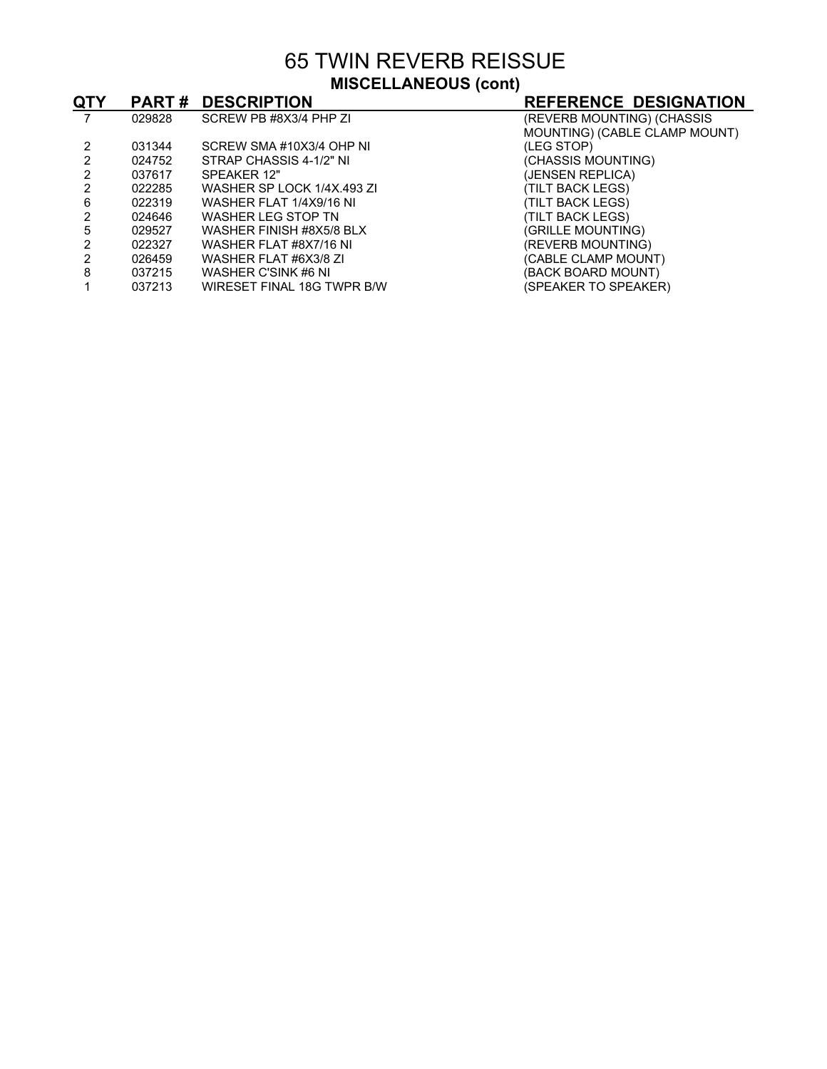# 65 TWIN REVERB REISSUE

## MISCELLANEOUS (cont)

| QTY | PART # | DESCRIPTION | REFERENCE DESIGNATION |
|---|---|---|---|
| 7 | 029828 | SCREW PB #8X3/4 PHP ZI | (REVERB MOUNTING) (CHASSIS MOUNTING) (CABLE CLAMP MOUNT) |
| 2 | 031344 | SCREW SMA #10X3/4 OHP NI | (LEG STOP) |
| 2 | 024752 | STRAP CHASSIS 4-1/2" NI | (CHASSIS MOUNTING) |
| 2 | 037617 | SPEAKER 12" | (JENSEN REPLICA) |
| 2 | 022285 | WASHER SP LOCK 1/4X.493 ZI | (TILT BACK LEGS) |
| 6 | 022319 | WASHER FLAT 1/4X9/16 NI | (TILT BACK LEGS) |
| 2 | 024646 | WASHER LEG STOP TN | (TILT BACK LEGS) |
| 5 | 029527 | WASHER FINISH #8X5/8 BLX | (GRILLE MOUNTING) |
| 2 | 022327 | WASHER FLAT #8X7/16 NI | (REVERB MOUNTING) |
| 2 | 026459 | WASHER FLAT #6X3/8 ZI | (CABLE CLAMP MOUNT) |
| 8 | 037215 | WASHER C'SINK #6 NI | (BACK BOARD MOUNT) |
| 1 | 037213 | WIRESET FINAL 18G TWPR B/W | (SPEAKER TO SPEAKER) |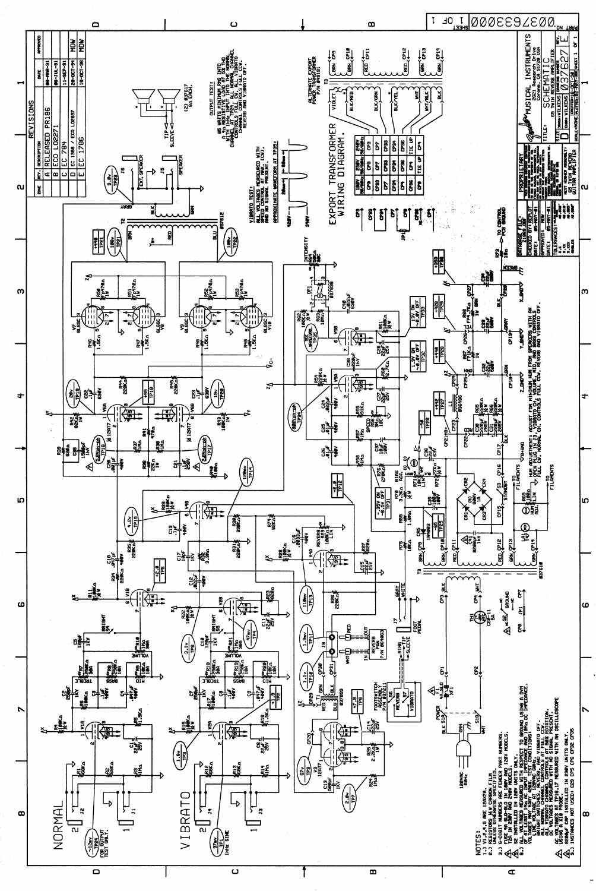# 65 TWIN REVERB GUITAR AMPLIFIER — SCHEMATIC

## REVISIONS

| ZONE | REV. | DESCRIPTION | DATE | APPROVED |
|---|---|---|---|---|
| | A | RELEASED PR186 | 08-MAR-91 | |
| | B | ECO L02271 | 08-JUL-91 | |
| | C | EC 784 | 11-SEP-91 | |
| | D | EC 1368 / ECO L02897 | 28-OCT-94 | MDW |
| | E | EC 1786 | 16-OCT-96 | MDW |

**OUTPUT TEST:** 85 WATTS MINIMUM RMS INTO A 4Ω RESISTIVE LOAD AT 5% THD WITH 1KHz INPUT INTO THE NORMAL CHANNEL INPUT. ALL NORMAL CHANNEL CONTROLS FULL CW. ALL VIBRATO CHANNEL CONTROLS FULL CCW. REVERB AND VIBRATO OFF.

**VIBRATO TEST:** ALL VOLTAGES MEASURED WITH SPEED CONTROL AT MAX. (CW). INTENSITY AT MAX. (CW). AND NO SIGNAL PRESENT.

APPROXIMATE WAVEFORM AT TP25:

## EXPORT TRANSFORMER WIRING DIAGRAM.

| 100V 50/60Hz | 230V 50Hz | 240V 50/60Hz |
|---|---|---|
| CP9 | CP9 | CP9 |
| CP33 | CP7 | CP7 |
| CP7 | CP33 | CP33 |
| CP34 | CP34 | CP34 |
| CP35 | CP36 | CP36 |
| TIE UP | TIE UP | TIE UP |
| CP4 | CP4 | CP4 |

ALTERNATE EXPORT POWER TRANSFORMER P/N 051181

## NOTES:

1. V1,2,4,6 ARE 12AX7A.
2. RESISTORS 1/4 W CARBON FILM UNLESS OTHERWISE SPECIFIED.
3. 6-DIGIT NUMBERS ARE FENDER PART NUMBERS.
4. FUSE 4A-SLO-B IN 100V AND 120V MODELS. T2A IN 230V AND 240V MODELS.
5. S2 INSTALLED IN 120V UNITS ONLY.
6. ALL VOLTAGES MEASURED WITH RESPECT TO GROUND USING A DVM OF AT LEAST 10MΩ INPUT IMPEDANCE AND 1MΩ DC IMPEDANCE. VOLTAGES MAY VARY ±20%. TEST CONDITIONS: LINE VOLTAGE AT 120VAC 60Hz. ALL NORMAL CHANNEL AND VIBRATO OFF. ALL VIBRATO CHANNEL CONTROLS AT FULL CW. DC VOLTAGES MEASURED WITH NO SIGNAL PRESENT.
7. AC VOLTAGES AT TP16,17 MEASURED WITH AN OSCILLOSCOPE USING A X10 PROBE.
8. 820pF CAP INSTALLED IN 230V UNITS ONLY.
9. INSTANCES NOT USED: C29 CP5 CP32 CP35

FENDER MUSICAL INSTRUMENTS, 7975 North Hayden Rd., Scottsdale, AZ USA

TITLE: SCHEMATIC, 65 TWIN REVERB AMPLIFIER

DWG NO. 0037627 — REV. E

PART NO. 0037633000 — SHEET 1 OF 1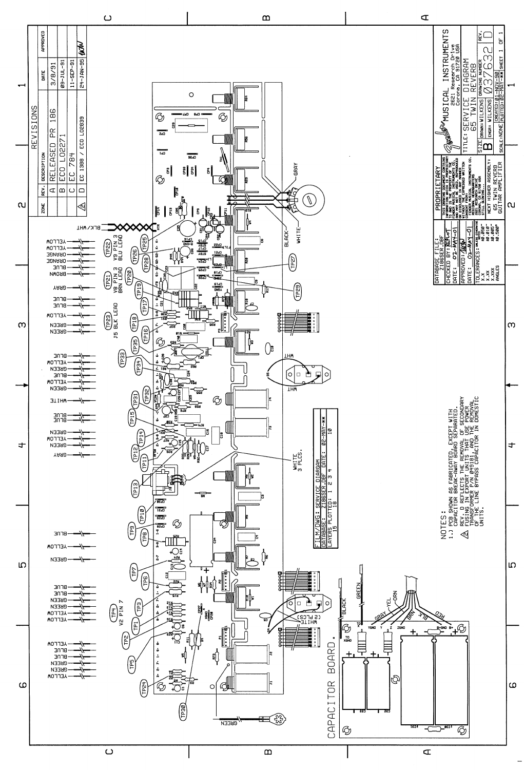## REVISIONS

| ZONE | REV. | DESCRIPTION | DATE | APPROVED |
|---|---|---|---|---|
| | A | RELEASED PR 186 | 3/8/91 | |
| | B | ECO L02271 | 09-JUL-91 | |
| | C | EC 784 | 11-SEP-91 | |
| | D | EC 1388 / ECO L02839 | 24-JAN-95 | |

NOTES:

1.) PCB SHOWN AS FABRICATED, EXCEPT WITH CAPACITOR BREAK-AWAY BOARD SEPARATED.

REV D REFLECTS THE REMOVAL OF SECONDARY FUSING IN EXPORT UNITS THAT USE POWER TRANSFORMER P/N 049181, AND THE REMOVAL OF THE LINE BYPASS CAPACITOR IN DOMESTIC UNITS.

FILM/DWG: SERVICE DIAGRAM
DATABASE: Z186SER.DBF DATE: 02-MAY-**
LAYERS PLOTTED: 1 2 3 4 10 15 18

CAPACITOR BOARD.

DATABASE FILE: Z186SER.DBF

CHECKED BY:
DATE: 02-MAY-01
APPROVED:
DATE: 02-MAY-01

| TOLERANCES: UNLESS OTHERWISE NOTED | |
|---|---|
| X.X | ±0.050" |
| X.XX | ±0.010" |
| X.XXX | ±0.005" |
| ANGLES | ±0.500° |

PROPRIETARY

THIS DRAWING DOCUMENT CONTAINS IN AMNITION WHICH IS PROPRIETARY TO AND THE PROPERTY OF THE FENDER MUSICAL INSTRUMENTS CO. AND MAY NOT BE USED, REPRODUCED OR DISCLOSED IN ANY MANNER WITHOUT THE EXPRESSED WRITTEN CONSENT OF FENDER MUSICAL INSTRUMENTS CO. 2621 RESEARCH DRIVE CORONA, CA 91720 USA

NEXT HIGHER ASSEMBLY: 65 TWIN REVERB GUITAR AMPLIFIER

Fender MUSICAL INSTRUMENTS
2621 Research Drive
Corona, CA 91720 USA

TITLE: SERVICE DIAGRAM
65 TWIN REVERB

| SIZE | DRAWN: WILKENS | DRAWING NUMBER | REV. |
|---|---|---|---|
| B | ENGR: WILKENS | 037632 | D |
| SCALE: NONE | CREATED: 01-NOV-90 PLOTTED: 02-MAY-** | SHEET 1 OF 1 | |